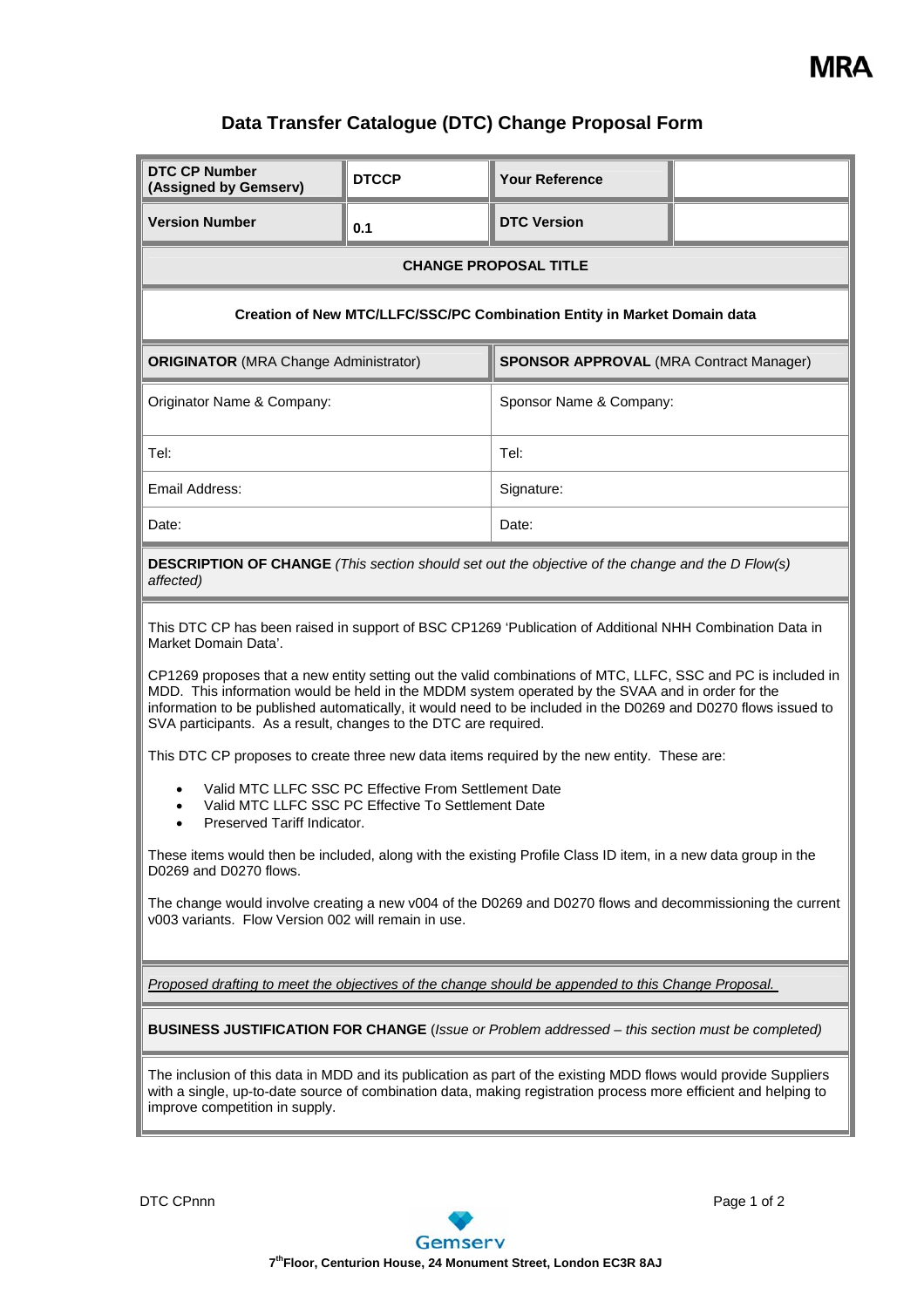MRA

# Data Transfer Catalogue (DTC) Change Proposal Form

| **DTC CP Number (Assigned by Gemserv)** | **DTCCP** | **Your Reference** | |
|---|---|---|---|
| **Version Number** | **0.1** | **DTC Version** | |

**CHANGE PROPOSAL TITLE**

**Creation of New MTC/LLFC/SSC/PC Combination Entity in Market Domain data**

| **ORIGINATOR** (MRA Change Administrator) | **SPONSOR APPROVAL** (MRA Contract Manager) |
|---|---|
| Originator Name & Company: | Sponsor Name & Company: |
| Tel: | Tel: |
| Email Address: | Signature: |
| Date: | Date: |

**DESCRIPTION OF CHANGE** *(This section should set out the objective of the change and the D Flow(s) affected)*

This DTC CP has been raised in support of BSC CP1269 'Publication of Additional NHH Combination Data in Market Domain Data'.

CP1269 proposes that a new entity setting out the valid combinations of MTC, LLFC, SSC and PC is included in MDD. This information would be held in the MDDM system operated by the SVAA and in order for the information to be published automatically, it would need to be included in the D0269 and D0270 flows issued to SVA participants. As a result, changes to the DTC are required.

This DTC CP proposes to create three new data items required by the new entity. These are:

- Valid MTC LLFC SSC PC Effective From Settlement Date
- Valid MTC LLFC SSC PC Effective To Settlement Date
- Preserved Tariff Indicator.

These items would then be included, along with the existing Profile Class ID item, in a new data group in the D0269 and D0270 flows.

The change would involve creating a new v004 of the D0269 and D0270 flows and decommissioning the current v003 variants. Flow Version 002 will remain in use.

*Proposed drafting to meet the objectives of the change should be appended to this Change Proposal.*

**BUSINESS JUSTIFICATION FOR CHANGE** (*Issue or Problem addressed – this section must be completed)*

The inclusion of this data in MDD and its publication as part of the existing MDD flows would provide Suppliers with a single, up-to-date source of combination data, making registration process more efficient and helping to improve competition in supply.

DTC CPnnn

Gemserv

7th Floor, Centurion House, 24 Monument Street, London EC3R 8AJ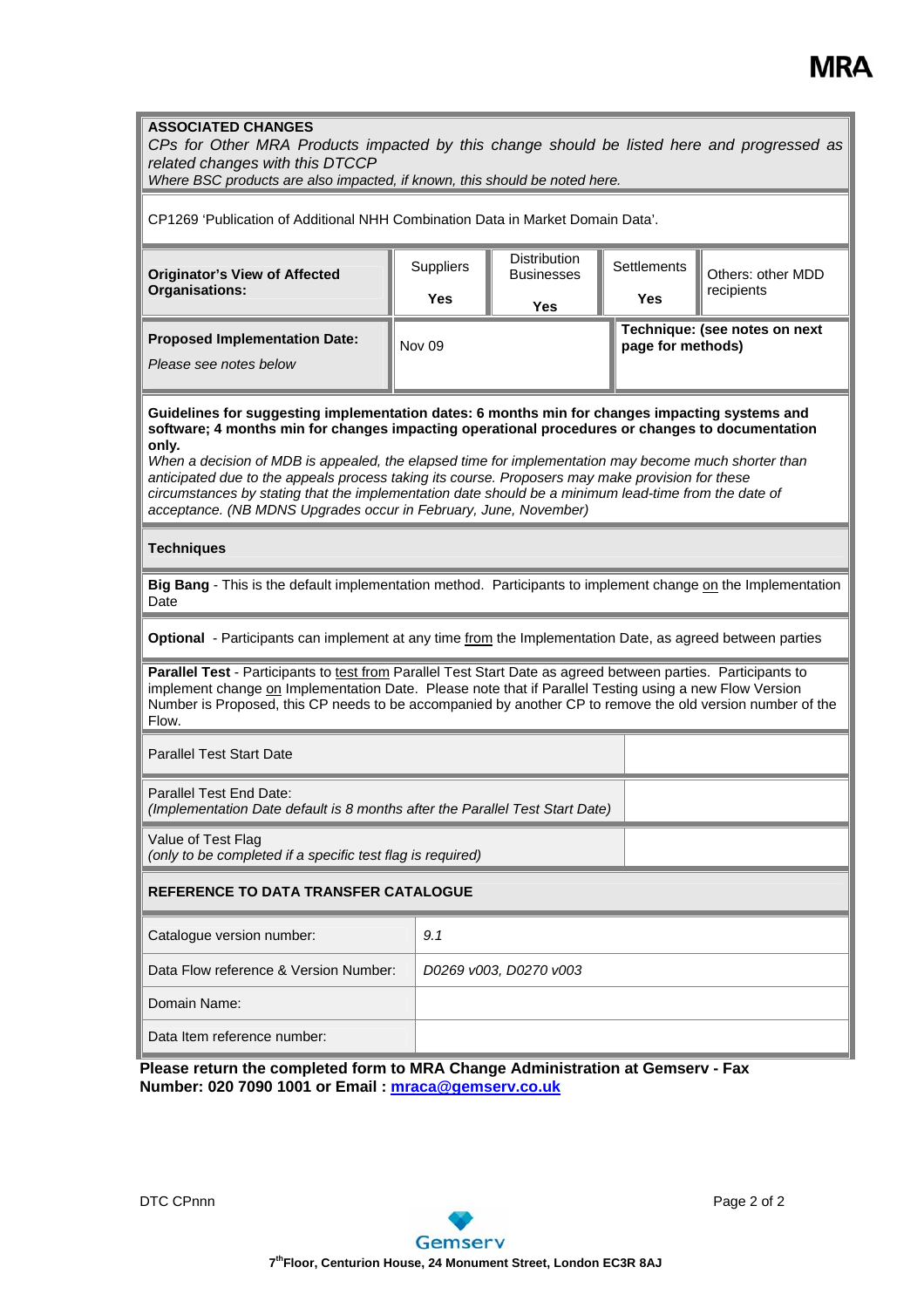**ASSOCIATED CHANGES**

*CPs for Other MRA Products impacted by this change should be listed here and progressed as related changes with this DTCCP*

*Where BSC products are also impacted, if known, this should be noted here.*

CP1269 'Publication of Additional NHH Combination Data in Market Domain Data'.

| | | | | |
|---|---|---|---|---|
| **Originator's View of Affected Organisations:** | Suppliers **Yes** | Distribution Businesses **Yes** | Settlements **Yes** | Others: other MDD recipients |
| **Proposed Implementation Date:** *Please see notes below* | Nov 09 | | **Technique: (see notes on next page for methods)** | |

**Guidelines for suggesting implementation dates: 6 months min for changes impacting systems and software; 4 months min for changes impacting operational procedures or changes to documentation only.**

*When a decision of MDB is appealed, the elapsed time for implementation may become much shorter than anticipated due to the appeals process taking its course. Proposers may make provision for these circumstances by stating that the implementation date should be a minimum lead-time from the date of acceptance. (NB MDNS Upgrades occur in February, June, November)*

**Techniques**

**Big Bang** - This is the default implementation method. Participants to implement change on the Implementation Date

**Optional** - Participants can implement at any time from the Implementation Date, as agreed between parties

**Parallel Test** - Participants to test from Parallel Test Start Date as agreed between parties. Participants to implement change on Implementation Date. Please note that if Parallel Testing using a new Flow Version Number is Proposed, this CP needs to be accompanied by another CP to remove the old version number of the Flow.

| | |
|---|---|
| Parallel Test Start Date | |
| Parallel Test End Date: *(Implementation Date default is 8 months after the Parallel Test Start Date)* | |
| Value of Test Flag *(only to be completed if a specific test flag is required)* | |

**REFERENCE TO DATA TRANSFER CATALOGUE**

| | |
|---|---|
| Catalogue version number: | *9.1* |
| Data Flow reference & Version Number: | *D0269 v003, D0270 v003* |
| Domain Name: | |
| Data Item reference number: | |

**Please return the completed form to MRA Change Administration at Gemserv - Fax Number: 020 7090 1001 or Email : mraca@gemserv.co.uk**